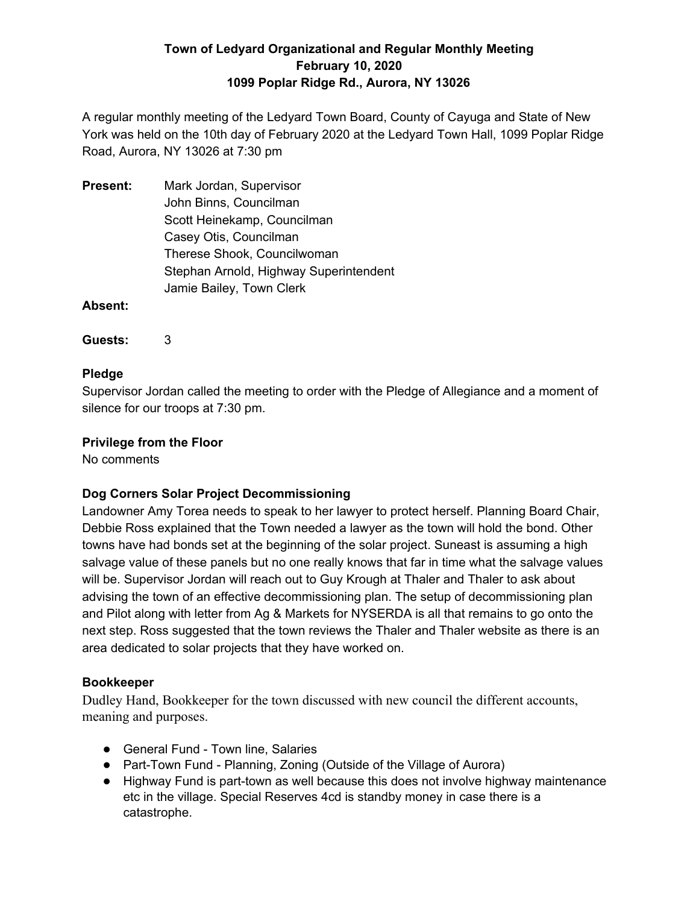**Town of Ledyard Organizational and Regular Monthly Meeting**
**February 10, 2020**
**1099 Poplar Ridge Rd., Aurora, NY 13026**

A regular monthly meeting of the Ledyard Town Board, County of Cayuga and State of New York was held on the 10th day of February 2020 at the Ledyard Town Hall, 1099 Poplar Ridge Road, Aurora, NY 13026 at 7:30 pm

**Present:** Mark Jordan, Supervisor
John Binns, Councilman
Scott Heinekamp, Councilman
Casey Otis, Councilman
Therese Shook, Councilwoman
Stephan Arnold, Highway Superintendent
Jamie Bailey, Town Clerk

**Absent:**

**Guests:** 3

### Pledge

Supervisor Jordan called the meeting to order with the Pledge of Allegiance and a moment of silence for our troops at 7:30 pm.

### Privilege from the Floor

No comments

### Dog Corners Solar Project Decommissioning

Landowner Amy Torea needs to speak to her lawyer to protect herself. Planning Board Chair, Debbie Ross explained that the Town needed a lawyer as the town will hold the bond. Other towns have had bonds set at the beginning of the solar project. Suneast is assuming a high salvage value of these panels but no one really knows that far in time what the salvage values will be. Supervisor Jordan will reach out to Guy Krough at Thaler and Thaler to ask about advising the town of an effective decommissioning plan. The setup of decommissioning plan and Pilot along with letter from Ag & Markets for NYSERDA is all that remains to go onto the next step. Ross suggested that the town reviews the Thaler and Thaler website as there is an area dedicated to solar projects that they have worked on.

### Bookkeeper

Dudley Hand, Bookkeeper for the town discussed with new council the different accounts, meaning and purposes.

- General Fund - Town line, Salaries
- Part-Town Fund - Planning, Zoning (Outside of the Village of Aurora)
- Highway Fund is part-town as well because this does not involve highway maintenance etc in the village. Special Reserves 4cd is standby money in case there is a catastrophe.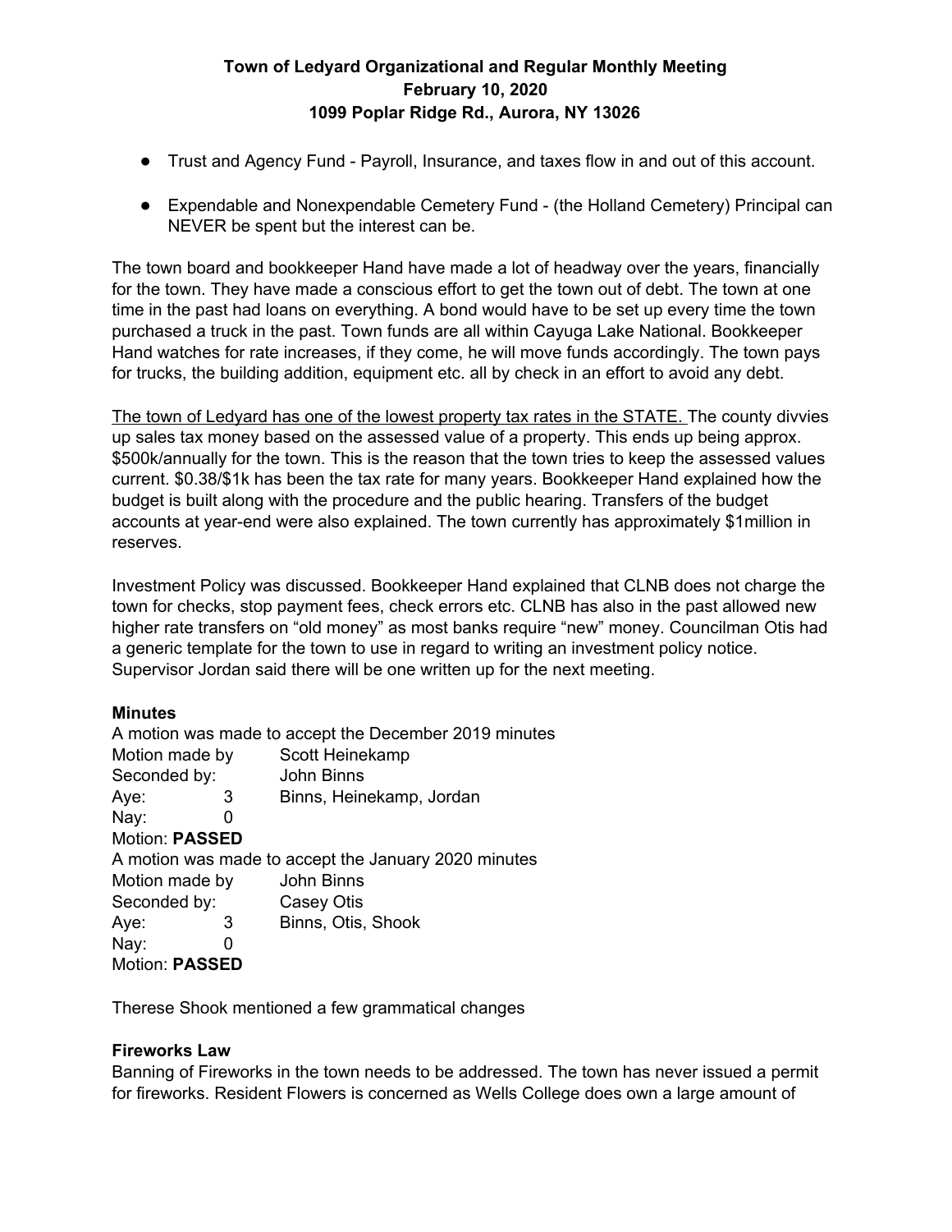- Trust and Agency Fund - Payroll, Insurance, and taxes flow in and out of this account.
- Expendable and Nonexpendable Cemetery Fund - (the Holland Cemetery) Principal can NEVER be spent but the interest can be.

The town board and bookkeeper Hand have made a lot of headway over the years, financially for the town. They have made a conscious effort to get the town out of debt. The town at one time in the past had loans on everything. A bond would have to be set up every time the town purchased a truck in the past. Town funds are all within Cayuga Lake National. Bookkeeper Hand watches for rate increases, if they come, he will move funds accordingly. The town pays for trucks, the building addition, equipment etc. all by check in an effort to avoid any debt.

<u>The town of Ledyard has one of the lowest property tax rates in the STATE.</u> The county divvies up sales tax money based on the assessed value of a property. This ends up being approx. $500k/annually for the town. This is the reason that the town tries to keep the assessed values current. $0.38/$1k has been the tax rate for many years. Bookkeeper Hand explained how the budget is built along with the procedure and the public hearing. Transfers of the budget accounts at year-end were also explained. The town currently has approximately $1million in reserves.

Investment Policy was discussed. Bookkeeper Hand explained that CLNB does not charge the town for checks, stop payment fees, check errors etc. CLNB has also in the past allowed new higher rate transfers on "old money" as most banks require "new" money. Councilman Otis had a generic template for the town to use in regard to writing an investment policy notice. Supervisor Jordan said there will be one written up for the next meeting.

**Minutes**

A motion was made to accept the December 2019 minutes

Motion made by Scott Heinekamp
Seconded by: John Binns
Aye: 3 Binns, Heinekamp, Jordan
Nay: 0
Motion: **PASSED**

A motion was made to accept the January 2020 minutes

Motion made by John Binns
Seconded by: Casey Otis
Aye: 3 Binns, Otis, Shook
Nay: 0
Motion: **PASSED**

Therese Shook mentioned a few grammatical changes

**Fireworks Law**

Banning of Fireworks in the town needs to be addressed. The town has never issued a permit for fireworks. Resident Flowers is concerned as Wells College does own a large amount of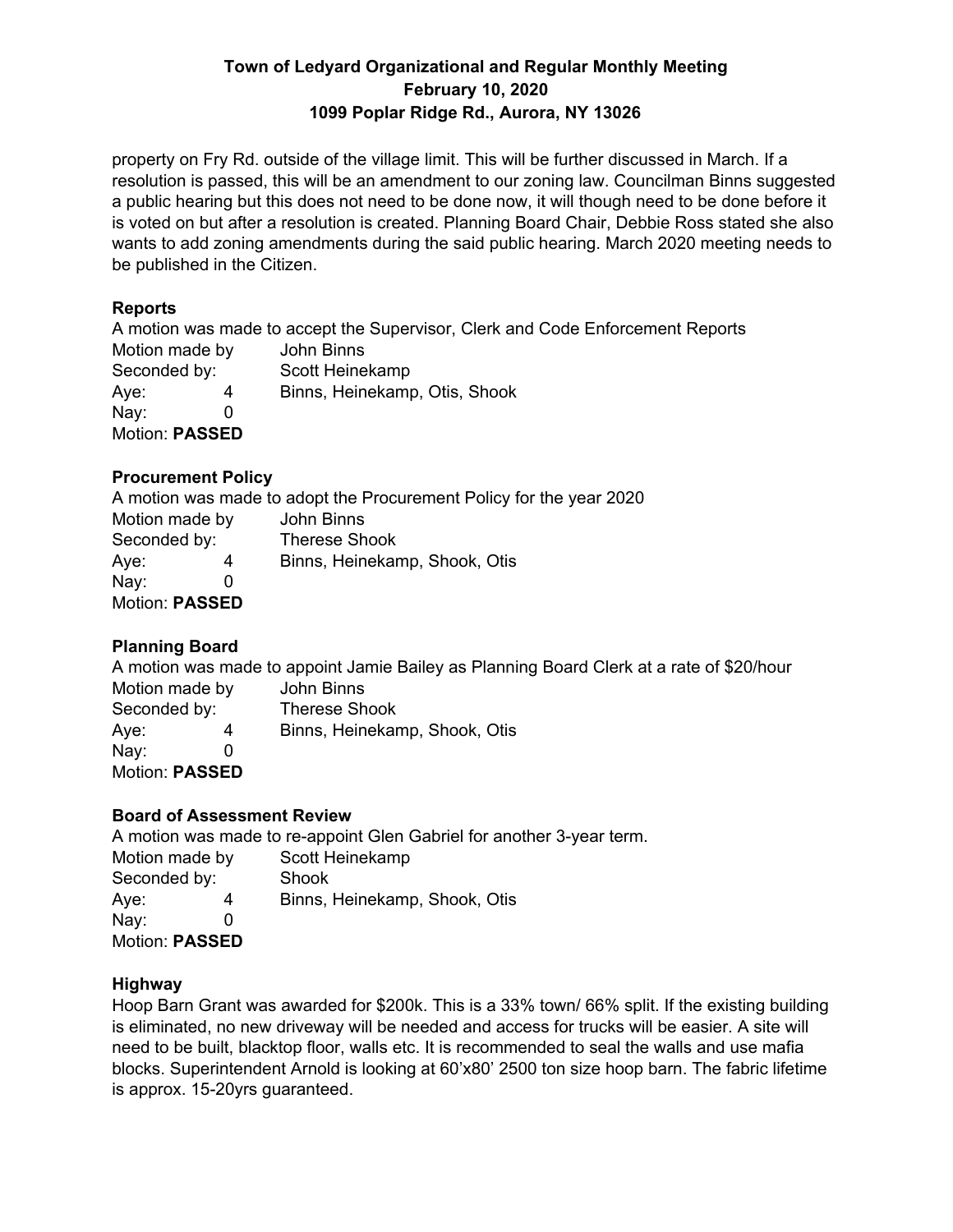property on Fry Rd. outside of the village limit. This will be further discussed in March. If a resolution is passed, this will be an amendment to our zoning law. Councilman Binns suggested a public hearing but this does not need to be done now, it will though need to be done before it is voted on but after a resolution is created. Planning Board Chair, Debbie Ross stated she also wants to add zoning amendments during the said public hearing. March 2020 meeting needs to be published in the Citizen.

### Reports

A motion was made to accept the Supervisor, Clerk and Code Enforcement Reports

Motion made by John Binns
Seconded by: Scott Heinekamp
Aye: 4 Binns, Heinekamp, Otis, Shook
Nay: 0
Motion: **PASSED**

### Procurement Policy

A motion was made to adopt the Procurement Policy for the year 2020

Motion made by John Binns
Seconded by: Therese Shook
Aye: 4 Binns, Heinekamp, Shook, Otis
Nay: 0
Motion: **PASSED**

### Planning Board

A motion was made to appoint Jamie Bailey as Planning Board Clerk at a rate of $20/hour

Motion made by John Binns
Seconded by: Therese Shook
Aye: 4 Binns, Heinekamp, Shook, Otis
Nay: 0
Motion: **PASSED**

### Board of Assessment Review

A motion was made to re-appoint Glen Gabriel for another 3-year term.

Motion made by Scott Heinekamp
Seconded by: Shook
Aye: 4 Binns, Heinekamp, Shook, Otis
Nay: 0
Motion: **PASSED**

### Highway

Hoop Barn Grant was awarded for $200k. This is a 33% town/ 66% split. If the existing building is eliminated, no new driveway will be needed and access for trucks will be easier. A site will need to be built, blacktop floor, walls etc. It is recommended to seal the walls and use mafia blocks. Superintendent Arnold is looking at 60'x80' 2500 ton size hoop barn. The fabric lifetime is approx. 15-20yrs guaranteed.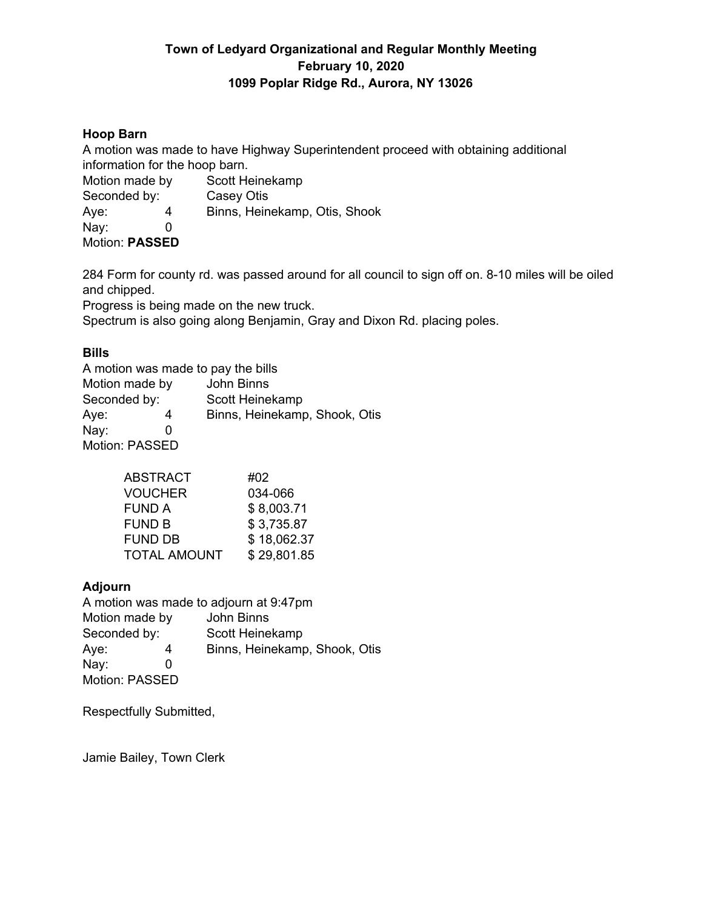# Town of Ledyard Organizational and Regular Monthly Meeting
## February 10, 2020
## 1099 Poplar Ridge Rd., Aurora, NY 13026

### Hoop Barn

A motion was made to have Highway Superintendent proceed with obtaining additional information for the hoop barn.

Motion made by Scott Heinekamp
Seconded by: Casey Otis
Aye: 4 Binns, Heinekamp, Otis, Shook
Nay: 0
Motion: **PASSED**

284 Form for county rd. was passed around for all council to sign off on. 8-10 miles will be oiled and chipped.
Progress is being made on the new truck.
Spectrum is also going along Benjamin, Gray and Dixon Rd. placing poles.

### Bills

A motion was made to pay the bills
Motion made by John Binns
Seconded by: Scott Heinekamp
Aye: 4 Binns, Heinekamp, Shook, Otis
Nay: 0
Motion: PASSED

| | |
|---|---|
| ABSTRACT | #02 |
| VOUCHER | 034-066 |
| FUND A | $ 8,003.71 |
| FUND B | $ 3,735.87 |
| FUND DB | $ 18,062.37 |
| TOTAL AMOUNT | $ 29,801.85 |

### Adjourn

A motion was made to adjourn at 9:47pm
Motion made by John Binns
Seconded by: Scott Heinekamp
Aye: 4 Binns, Heinekamp, Shook, Otis
Nay: 0
Motion: PASSED

Respectfully Submitted,

Jamie Bailey, Town Clerk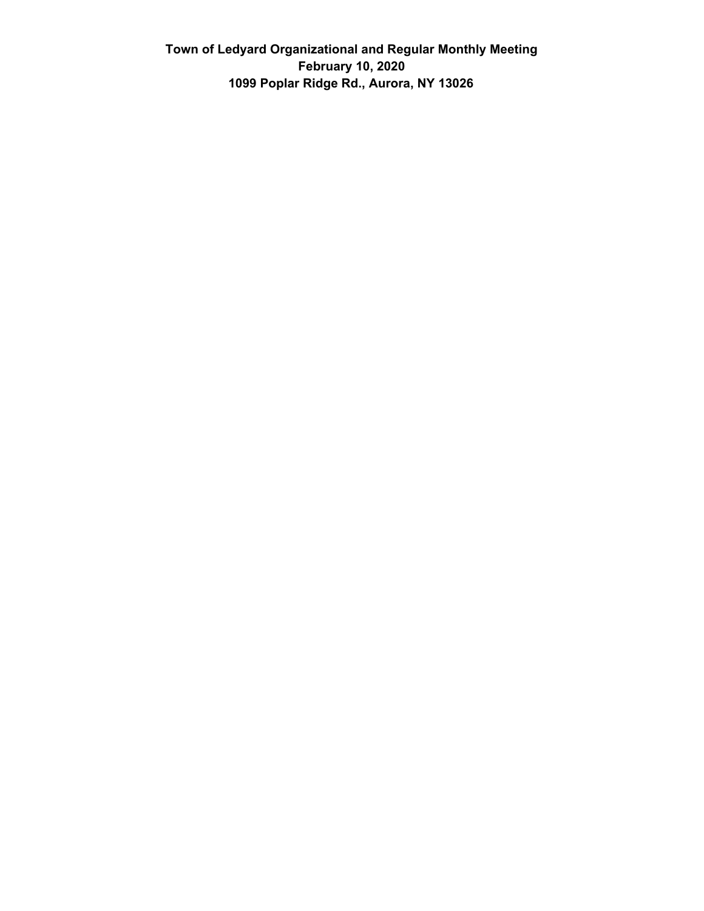**Town of Ledyard Organizational and Regular Monthly Meeting**
**February 10, 2020**
**1099 Poplar Ridge Rd., Aurora, NY 13026**